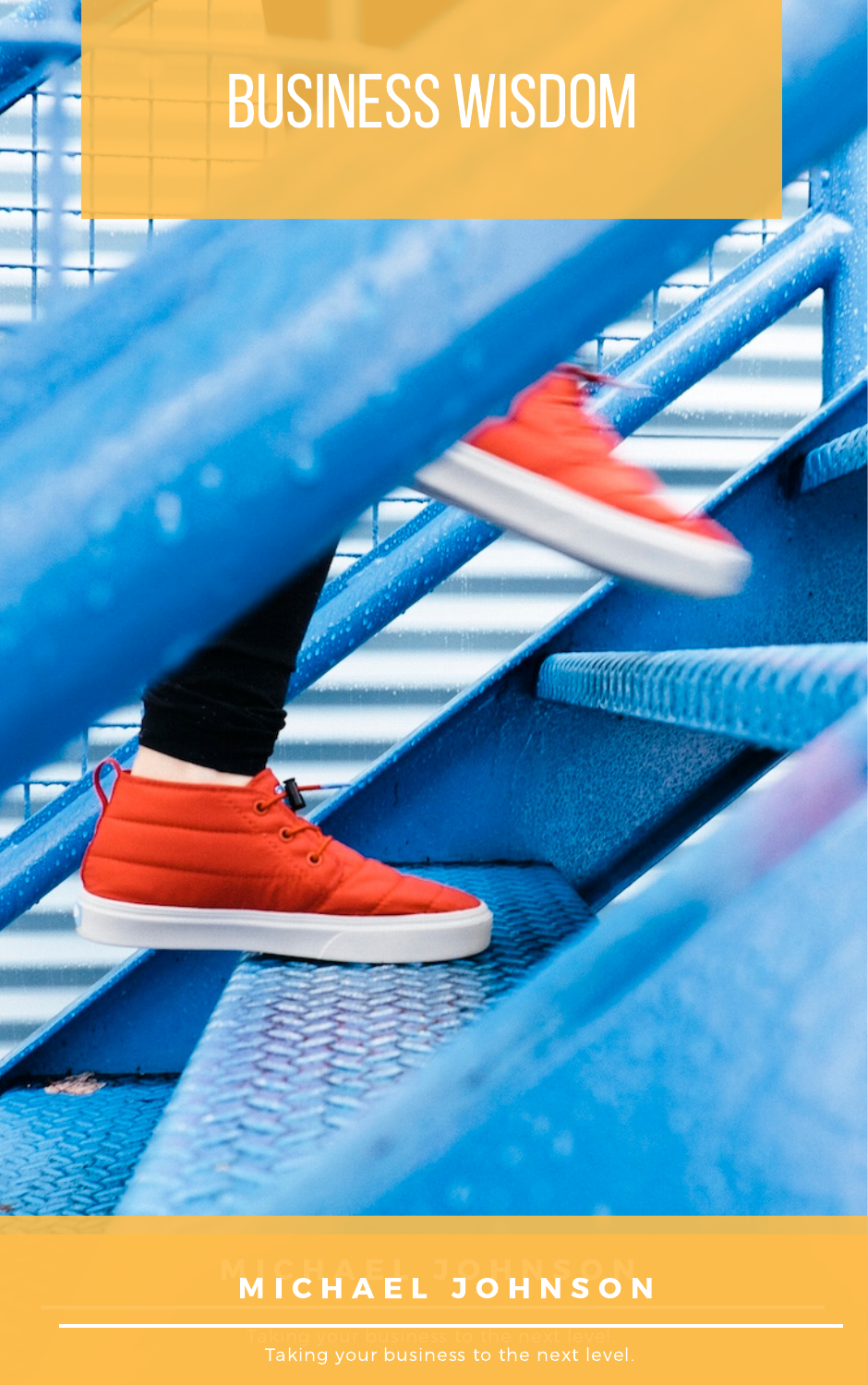# BUSINESS WISDOM

**MICHAEL JOHNSON**

Taking your business to the next level.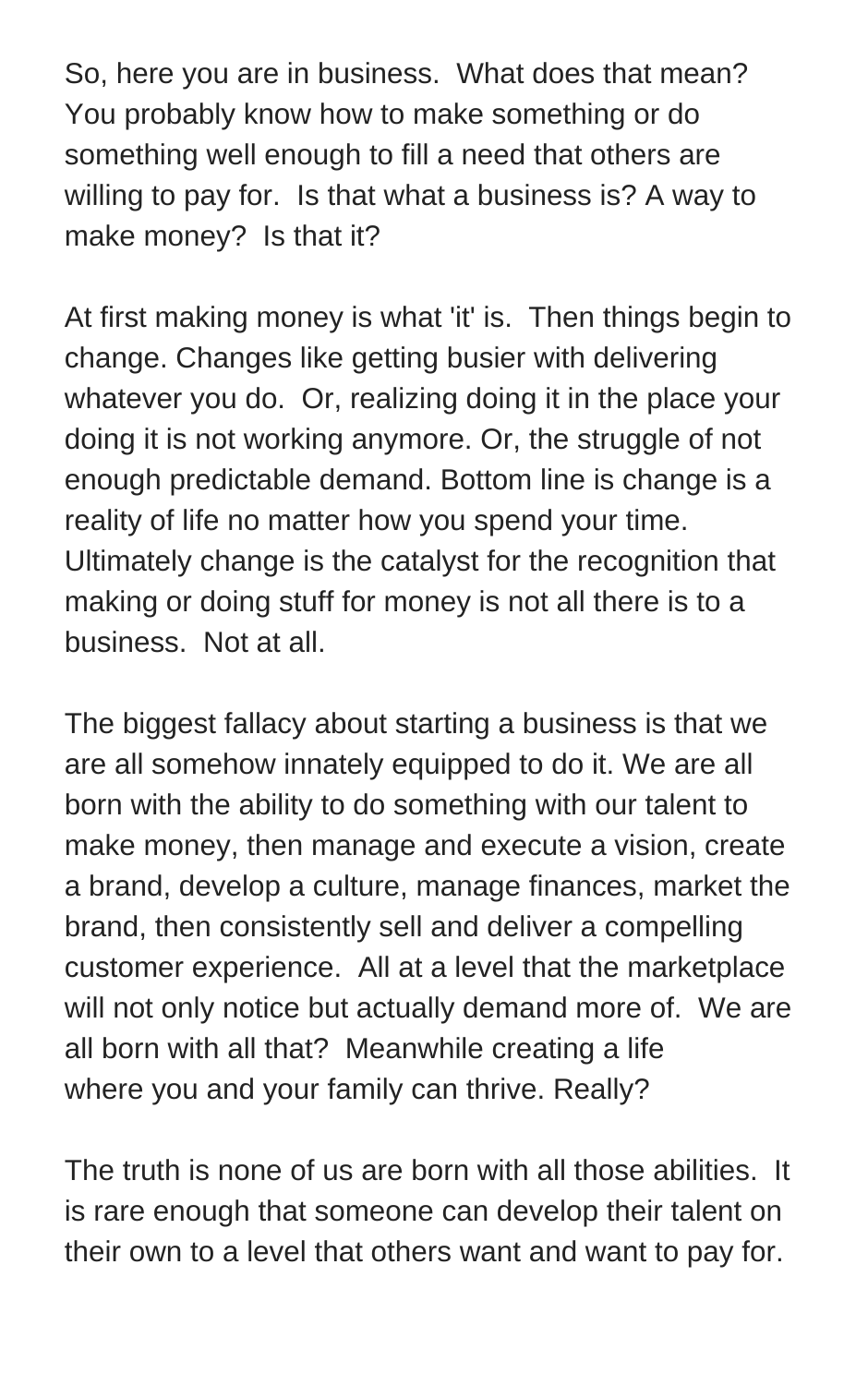So, here you are in business. What does that mean? You probably know how to make something or do something well enough to fill a need that others are willing to pay for. Is that what a business is? A way to make money? Is that it?

At first making money is what 'it' is. Then things begin to change. Changes like getting busier with delivering whatever you do. Or, realizing doing it in the place your doing it is not working anymore. Or, the struggle of not enough predictable demand. Bottom line is change is a reality of life no matter how you spend your time. Ultimately change is the catalyst for the recognition that making or doing stuff for money is not all there is to a business. Not at all.

The biggest fallacy about starting a business is that we are all somehow innately equipped to do it. We are all born with the ability to do something with our talent to make money, then manage and execute a vision, create a brand, develop a culture, manage finances, market the brand, then consistently sell and deliver a compelling customer experience. All at a level that the marketplace will not only notice but actually demand more of. We are all born with all that? Meanwhile creating a life where you and your family can thrive. Really?

The truth is none of us are born with all those abilities. It is rare enough that someone can develop their talent on their own to a level that others want and want to pay for.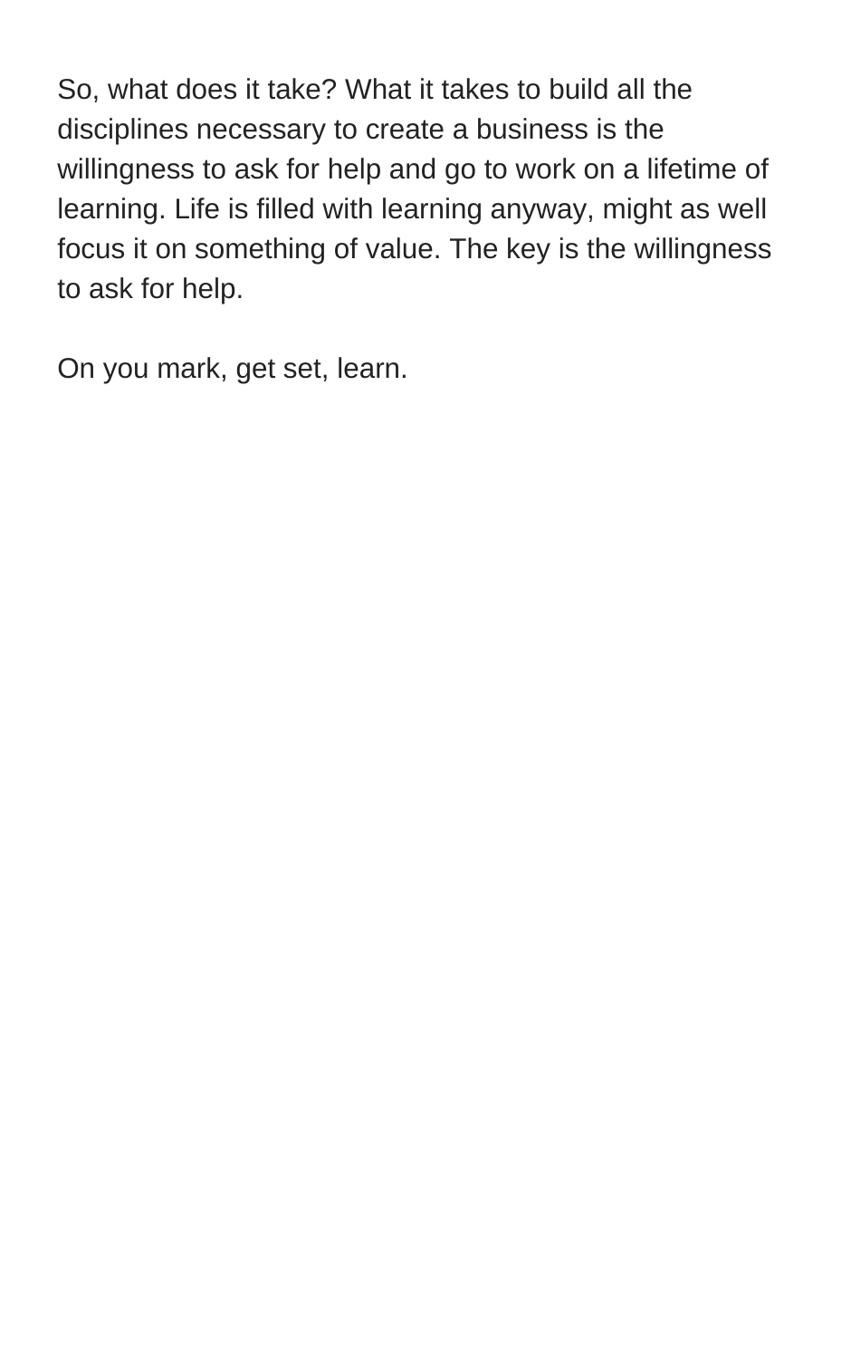So, what does it take? What it takes to build all the disciplines necessary to create a business is the willingness to ask for help and go to work on a lifetime of learning. Life is filled with learning anyway, might as well focus it on something of value. The key is the willingness to ask for help.

On you mark, get set, learn.